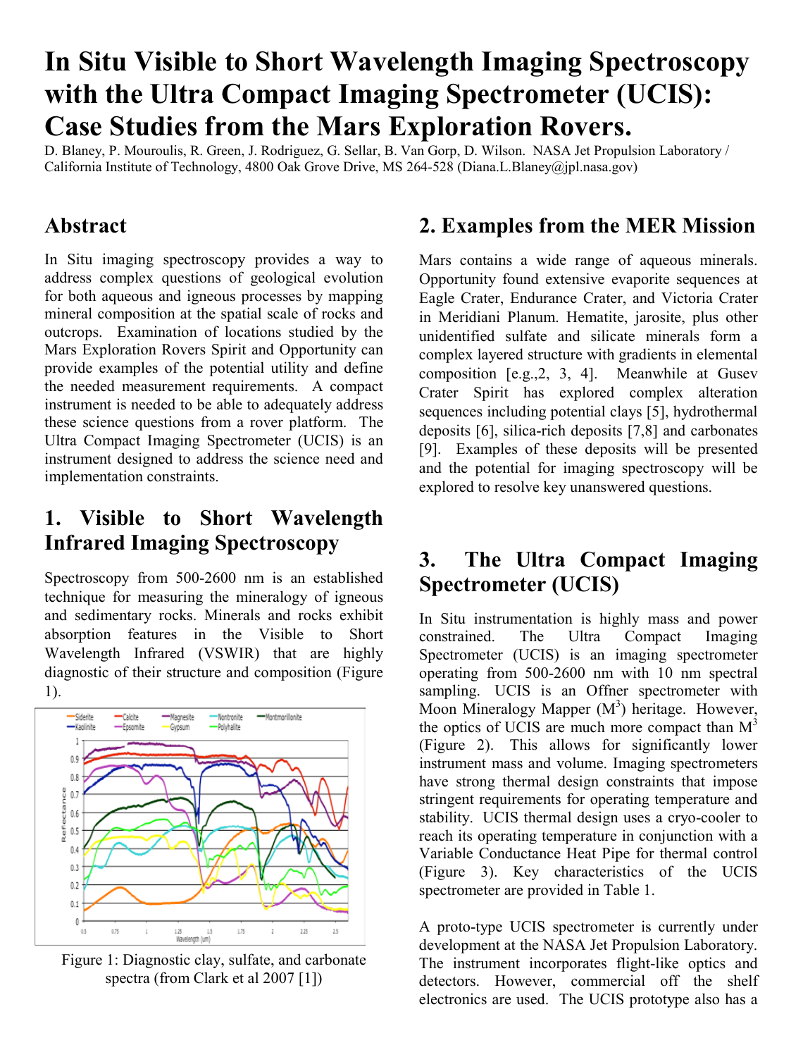# In Situ Visible to Short Wavelength Imaging Spectroscopy with the Ultra Compact Imaging Spectrometer (UCIS): Case Studies from the Mars Exploration Rovers.

D. Blaney, P. Mouroulis, R. Green, J. Rodriguez, G. Sellar, B. Van Gorp, D. Wilson. NASA Jet Propulsion Laboratory / California Institute of Technology, 4800 Oak Grove Drive, MS 264-528 (Diana.L.Blaney@jpl.nasa.gov)

## Abstract

In Situ imaging spectroscopy provides a way to address complex questions of geological evolution for both aqueous and igneous processes by mapping mineral composition at the spatial scale of rocks and outcrops. Examination of locations studied by the Mars Exploration Rovers Spirit and Opportunity can provide examples of the potential utility and define the needed measurement requirements. A compact instrument is needed to be able to adequately address these science questions from a rover platform. The Ultra Compact Imaging Spectrometer (UCIS) is an instrument designed to address the science need and implementation constraints.

## 1. Visible to Short Wavelength Infrared Imaging Spectroscopy

Spectroscopy from 500-2600 nm is an established technique for measuring the mineralogy of igneous and sedimentary rocks. Minerals and rocks exhibit absorption features in the Visible to Short Wavelength Infrared (VSWIR) that are highly diagnostic of their structure and composition (Figure 1).

Figure 1: Diagnostic clay, sulfate, and carbonate spectra (from Clark et al 2007 [1])

## 2. Examples from the MER Mission

Mars contains a wide range of aqueous minerals. Opportunity found extensive evaporite sequences at Eagle Crater, Endurance Crater, and Victoria Crater in Meridiani Planum. Hematite, jarosite, plus other unidentified sulfate and silicate minerals form a complex layered structure with gradients in elemental composition [e.g.,2, 3, 4]. Meanwhile at Gusev Crater Spirit has explored complex alteration sequences including potential clays [5], hydrothermal deposits [6], silica-rich deposits [7,8] and carbonates [9]. Examples of these deposits will be presented and the potential for imaging spectroscopy will be explored to resolve key unanswered questions.

## 3. The Ultra Compact Imaging Spectrometer (UCIS)

In Situ instrumentation is highly mass and power constrained. The Ultra Compact Imaging Spectrometer (UCIS) is an imaging spectrometer operating from 500-2600 nm with 10 nm spectral sampling. UCIS is an Offner spectrometer with Moon Mineralogy Mapper ($M^3$) heritage. However, the optics of UCIS are much more compact than $M^3$ (Figure 2). This allows for significantly lower instrument mass and volume. Imaging spectrometers have strong thermal design constraints that impose stringent requirements for operating temperature and stability. UCIS thermal design uses a cryo-cooler to reach its operating temperature in conjunction with a Variable Conductance Heat Pipe for thermal control (Figure 3). Key characteristics of the UCIS spectrometer are provided in Table 1.

A proto-type UCIS spectrometer is currently under development at the NASA Jet Propulsion Laboratory. The instrument incorporates flight-like optics and detectors. However, commercial off the shelf electronics are used. The UCIS prototype also has a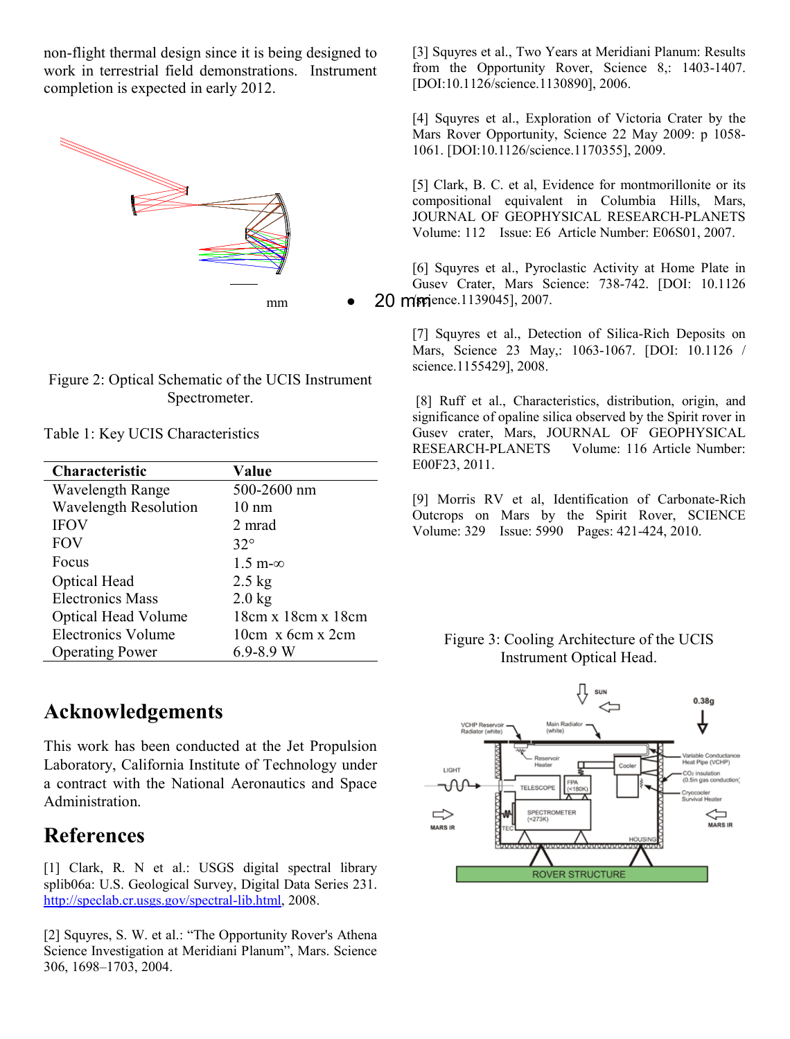non-flight thermal design since it is being designed to work in terrestrial field demonstrations. Instrument completion is expected in early 2012.

mm • 20 mm

Figure 2: Optical Schematic of the UCIS Instrument Spectrometer.

Table 1: Key UCIS Characteristics

| Characteristic | Value |
|---|---|
| Wavelength Range | 500-2600 nm |
| Wavelength Resolution | 10 nm |
| IFOV | 2 mrad |
| FOV | 32° |
| Focus | 1.5 m-∞ |
| Optical Head | 2.5 kg |
| Electronics Mass | 2.0 kg |
| Optical Head Volume | 18cm x 18cm x 18cm |
| Electronics Volume | 10cm x 6cm x 2cm |
| Operating Power | 6.9-8.9 W |

# Acknowledgements

This work has been conducted at the Jet Propulsion Laboratory, California Institute of Technology under a contract with the National Aeronautics and Space Administration.

# References

[1] Clark, R. N et al.: USGS digital spectral library splib06a: U.S. Geological Survey, Digital Data Series 231. http://speclab.cr.usgs.gov/spectral-lib.html, 2008.

[2] Squyres, S. W. et al.: "The Opportunity Rover's Athena Science Investigation at Meridiani Planum", Mars. Science 306, 1698–1703, 2004.

[3] Squyres et al., Two Years at Meridiani Planum: Results from the Opportunity Rover, Science 8,: 1403-1407. [DOI:10.1126/science.1130890], 2006.

[4] Squyres et al., Exploration of Victoria Crater by the Mars Rover Opportunity, Science 22 May 2009: p 1058-1061. [DOI:10.1126/science.1170355], 2009.

[5] Clark, B. C. et al, Evidence for montmorillonite or its compositional equivalent in Columbia Hills, Mars, JOURNAL OF GEOPHYSICAL RESEARCH-PLANETS Volume: 112 Issue: E6 Article Number: E06S01, 2007.

[6] Squyres et al., Pyroclastic Activity at Home Plate in Gusev Crater, Mars Science: 738-742. [DOI: 10.1126 /science.1139045], 2007.

[7] Squyres et al., Detection of Silica-Rich Deposits on Mars, Science 23 May,: 1063-1067. [DOI: 10.1126 / science.1155429], 2008.

[8] Ruff et al., Characteristics, distribution, origin, and significance of opaline silica observed by the Spirit rover in Gusev crater, Mars, JOURNAL OF GEOPHYSICAL RESEARCH-PLANETS Volume: 116 Article Number: E00F23, 2011.

[9] Morris RV et al, Identification of Carbonate-Rich Outcrops on Mars by the Spirit Rover, SCIENCE Volume: 329 Issue: 5990 Pages: 421-424, 2010.

Figure 3: Cooling Architecture of the UCIS Instrument Optical Head.

SUN
0.38g
VCHP Reservoir Radiator (white)
Main Radiator (white)
Reservoir Heater
Cooler
Variable Conductance Heat Pipe (VCHP)
$CO_2$ insulation (0.5in gas conduction)
LIGHT
TELESCOPE
FPA (<180K)
Cryocooler Survival Heater
SPECTROMETER (<273K)
MARS IR
TEC
MARS IR
HOUSING
ROVER STRUCTURE